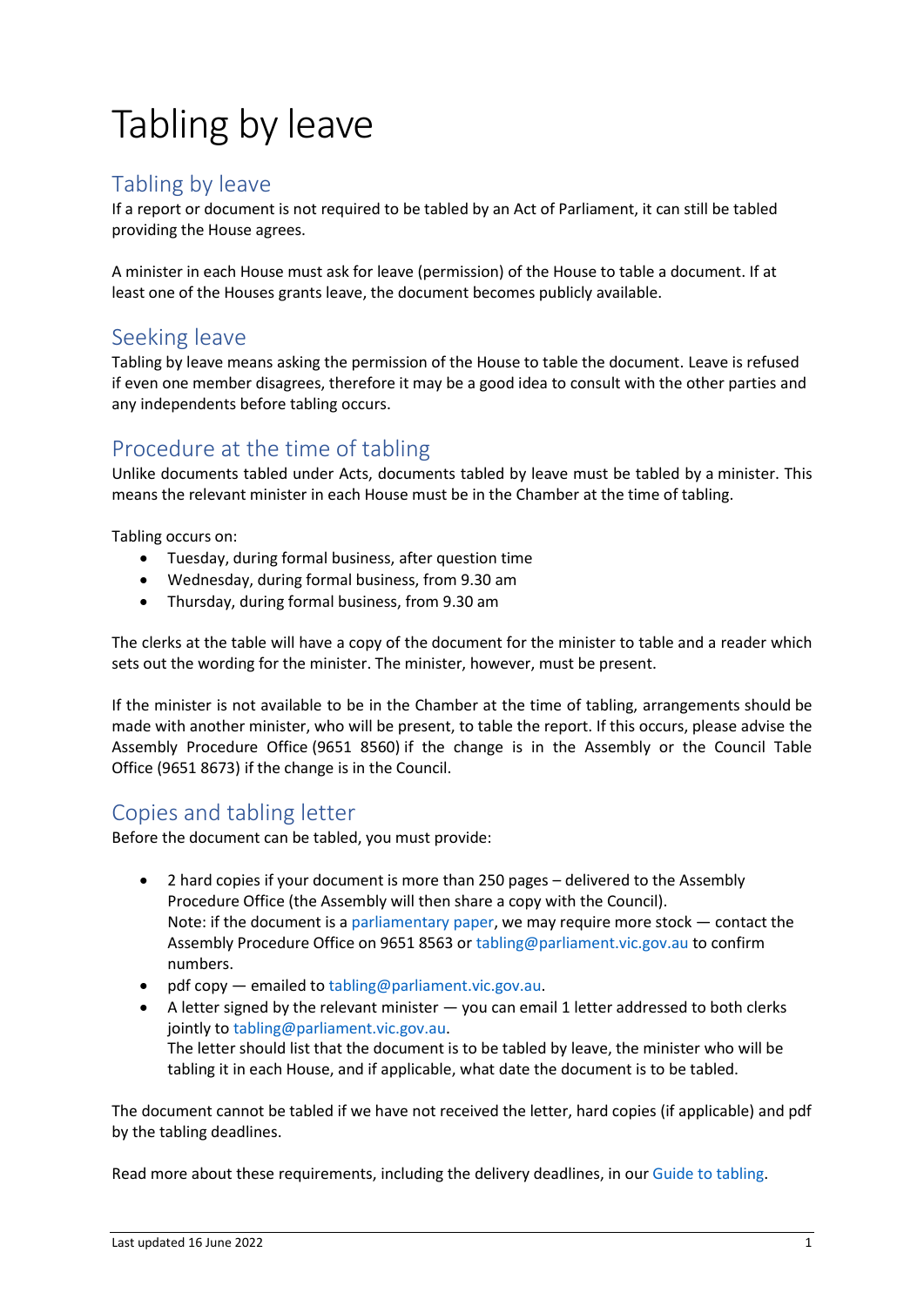# Tabling by leave

## Tabling by leave

If a report or document is not required to be tabled by an Act of Parliament, it can still be tabled providing the House agrees.

A minister in each House must ask for leave (permission) of the House to table a document. If at least one of the Houses grants leave, the document becomes publicly available.

## Seeking leave

Tabling by leave means asking the permission of the House to table the document. Leave is refused if even one member disagrees, therefore it may be a good idea to consult with the other parties and any independents before tabling occurs.

## Procedure at the time of tabling

Unlike documents tabled under Acts, documents tabled by leave must be tabled by a minister. This means the relevant minister in each House must be in the Chamber at the time of tabling.

Tabling occurs on:

- Tuesday, during formal business, after question time
- Wednesday, during formal business, from 9.30 am
- Thursday, during formal business, from 9.30 am

The clerks at the table will have a copy of the document for the minister to table and a reader which sets out the wording for the minister. The minister, however, must be present.

If the minister is not available to be in the Chamber at the time of tabling, arrangements should be made with another minister, who will be present, to table the report. If this occurs, please advise the Assembly Procedure Office (9651 8560) if the change is in the Assembly or the Council Table Office (9651 8673) if the change is in the Council.

## Copies and tabling letter

Before the document can be tabled, you must provide:

- 2 hard copies if your document is more than 250 pages – delivered to the Assembly Procedure Office (the Assembly will then share a copy with the Council).
  Note: if the document is a parliamentary paper, we may require more stock — contact the Assembly Procedure Office on 9651 8563 or tabling@parliament.vic.gov.au to confirm numbers.
- pdf copy — emailed to tabling@parliament.vic.gov.au.
- A letter signed by the relevant minister — you can email 1 letter addressed to both clerks jointly to tabling@parliament.vic.gov.au.
  The letter should list that the document is to be tabled by leave, the minister who will be tabling it in each House, and if applicable, what date the document is to be tabled.

The document cannot be tabled if we have not received the letter, hard copies (if applicable) and pdf by the tabling deadlines.

Read more about these requirements, including the delivery deadlines, in our Guide to tabling.

Last updated 16 June 2022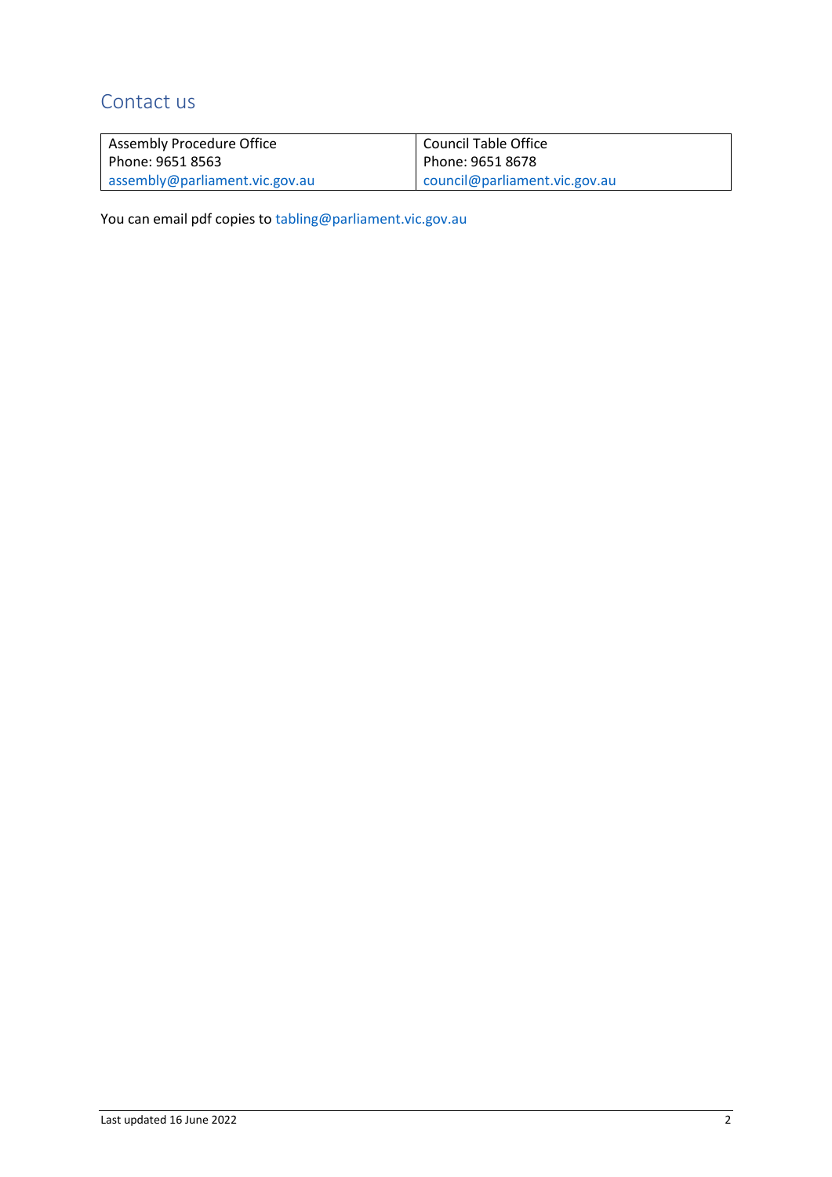## Contact us

| | |
|---|---|
| Assembly Procedure Office<br>Phone: 9651 8563<br>assembly@parliament.vic.gov.au | Council Table Office<br>Phone: 9651 8678<br>council@parliament.vic.gov.au |

You can email pdf copies to tabling@parliament.vic.gov.au

Last updated 16 June 2022